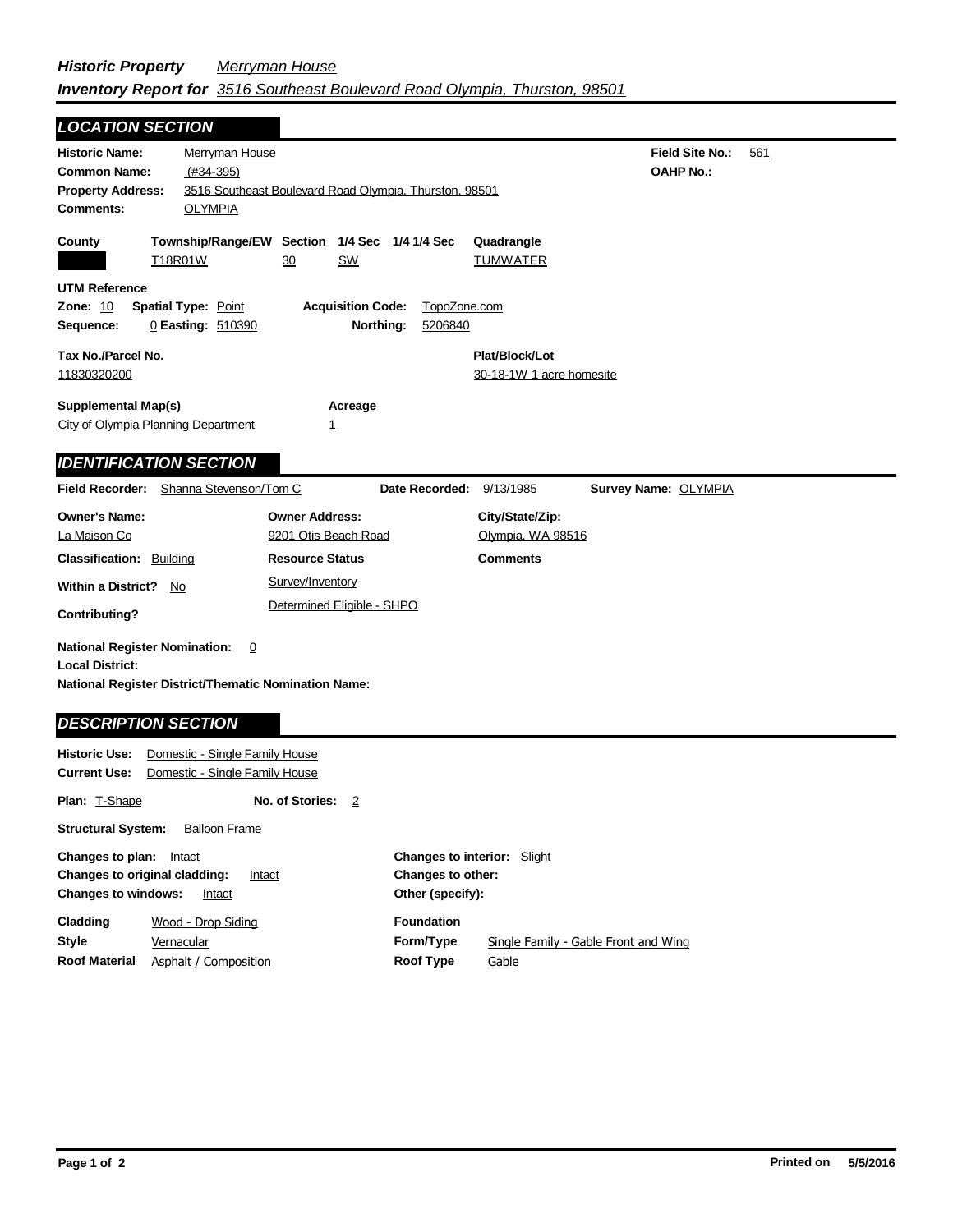***Historic Property*** *Merryman House*

***Inventory Report for*** *3516 Southeast Boulevard Road Olympia, Thurston, 98501*

## LOCATION SECTION

**Historic Name:** Merryman House

**Common Name:** (#34-395)

**Property Address:** 3516 Southeast Boulevard Road Olympia, Thurston, 98501

**Comments:** OLYMPIA

**Field Site No.:** 561

**OAHP No.:**

| County | Township/Range/EW | Section | 1/4 Sec | 1/4 1/4 Sec | Quadrangle |
|---|---|---|---|---|---|
| | T18R01W | 30 | SW | | TUMWATER |

**UTM Reference**

**Zone:** 10 **Spatial Type:** Point **Acquisition Code:** TopoZone.com

**Sequence:** 0 **Easting:** 510390 **Northing:** 5206840

**Tax No./Parcel No.**
11830320200

**Plat/Block/Lot**
30-18-1W 1 acre homesite

**Supplemental Map(s)**
City of Olympia Planning Department

**Acreage**
1

## IDENTIFICATION SECTION

**Field Recorder:** Shanna Stevenson/Tom C **Date Recorded:** 9/13/1985 **Survey Name:** OLYMPIA

| Owner's Name: | Owner Address: | City/State/Zip: |
|---|---|---|
| La Maison Co | 9201 Otis Beach Road | Olympia, WA 98516 |

**Classification:** Building

**Within a District?** No

**Contributing?**

**Resource Status**
Survey/Inventory
Determined Eligible - SHPO

**Comments**

**National Register Nomination:** 0

**Local District:**

**National Register District/Thematic Nomination Name:**

## DESCRIPTION SECTION

**Historic Use:** Domestic - Single Family House

**Current Use:** Domestic - Single Family House

**Plan:** T-Shape **No. of Stories:** 2

**Structural System:** Balloon Frame

**Changes to plan:** Intact

**Changes to original cladding:** Intact

**Changes to windows:** Intact

**Changes to interior:** Slight

**Changes to other:**

**Other (specify):**

**Cladding** Wood - Drop Siding

**Style** Vernacular

**Roof Material** Asphalt / Composition

**Foundation**

**Form/Type** Single Family - Gable Front and Wing

**Roof Type** Gable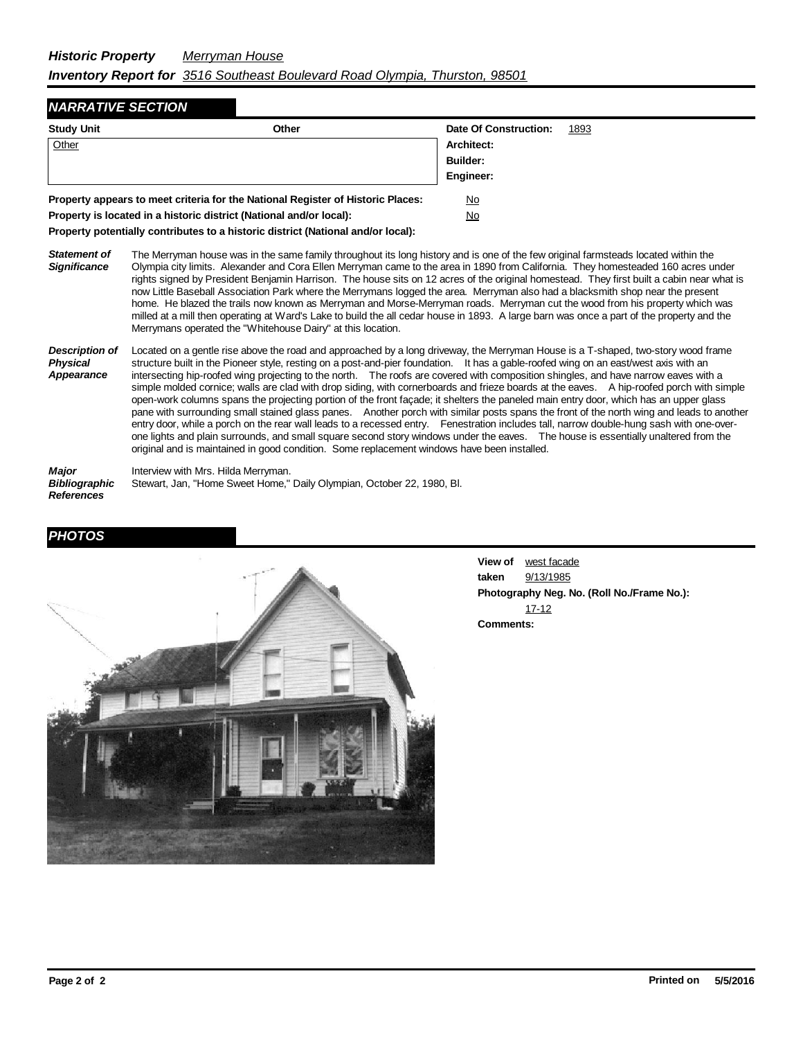**Historic Property** *Merryman House*

**Inventory Report for** *3516 Southeast Boulevard Road Olympia, Thurston, 98501*

## NARRATIVE SECTION

**Study Unit** — **Other**

Other

**Date Of Construction:** 1893

**Architect:**

**Builder:**

**Engineer:**

**Property appears to meet criteria for the National Register of Historic Places:** No

**Property is located in a historic district (National and/or local):** No

**Property potentially contributes to a historic district (National and/or local):**

***Statement of Significance***

The Merryman house was in the same family throughout its long history and is one of the few original farmsteads located within the Olympia city limits. Alexander and Cora Ellen Merryman came to the area in 1890 from California. They homesteaded 160 acres under rights signed by President Benjamin Harrison. The house sits on 12 acres of the original homestead. They first built a cabin near what is now Little Baseball Association Park where the Merrymans logged the area. Merryman also had a blacksmith shop near the present home. He blazed the trails now known as Merryman and Morse-Merryman roads. Merryman cut the wood from his property which was milled at a mill then operating at Ward's Lake to build the all cedar house in 1893. A large barn was once a part of the property and the Merrymans operated the "Whitehouse Dairy" at this location.

***Description of Physical Appearance***

Located on a gentle rise above the road and approached by a long driveway, the Merryman House is a T-shaped, two-story wood frame structure built in the Pioneer style, resting on a post-and-pier foundation. It has a gable-roofed wing on an east/west axis with an intersecting hip-roofed wing projecting to the north. The roofs are covered with composition shingles, and have narrow eaves with a simple molded cornice; walls are clad with drop siding, with cornerboards and frieze boards at the eaves. A hip-roofed porch with simple open-work columns spans the projecting portion of the front façade; it shelters the paneled main entry door, which has an upper glass pane with surrounding small stained glass panes. Another porch with similar posts spans the front of the north wing and leads to another entry door, while a porch on the rear wall leads to a recessed entry. Fenestration includes tall, narrow double-hung sash with one-over-one lights and plain surrounds, and small square second story windows under the eaves. The house is essentially unaltered from the original and is maintained in good condition. Some replacement windows have been installed.

***Major Bibliographic References***

Interview with Mrs. Hilda Merryman.
Stewart, Jan, "Home Sweet Home," Daily Olympian, October 22, 1980, Bl.

## PHOTOS

**View of** west facade

**taken** 9/13/1985

**Photography Neg. No. (Roll No./Frame No.):** 17-12

**Comments:**